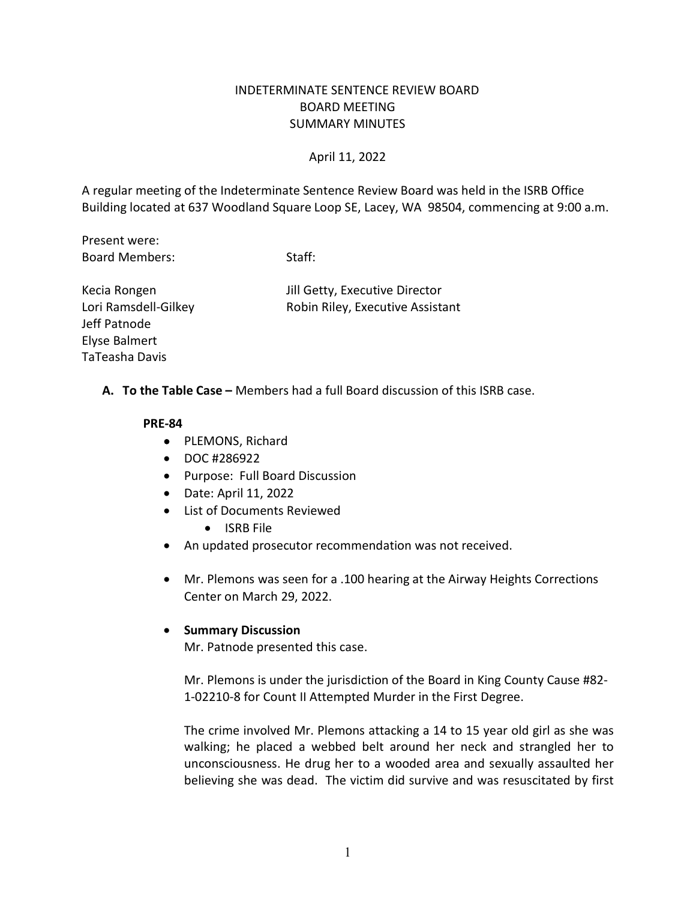INDETERMINATE SENTENCE REVIEW BOARD
BOARD MEETING
SUMMARY MINUTES

April 11, 2022

A regular meeting of the Indeterminate Sentence Review Board was held in the ISRB Office Building located at 637 Woodland Square Loop SE, Lacey, WA 98504, commencing at 9:00 a.m.

Present were:

| Board Members: | Staff: |
|---|---|
| Kecia Rongen | Jill Getty, Executive Director |
| Lori Ramsdell-Gilkey | Robin Riley, Executive Assistant |
| Jeff Patnode | |
| Elyse Balmert | |
| TaTeasha Davis | |

**A. To the Table Case –** Members had a full Board discussion of this ISRB case.

**PRE-84**

- PLEMONS, Richard
- DOC #286922
- Purpose: Full Board Discussion
- Date: April 11, 2022
- List of Documents Reviewed
    - ISRB File
- An updated prosecutor recommendation was not received.
- Mr. Plemons was seen for a .100 hearing at the Airway Heights Corrections Center on March 29, 2022.
- **Summary Discussion**

  Mr. Patnode presented this case.

  Mr. Plemons is under the jurisdiction of the Board in King County Cause #82-1-02210-8 for Count II Attempted Murder in the First Degree.

  The crime involved Mr. Plemons attacking a 14 to 15 year old girl as she was walking; he placed a webbed belt around her neck and strangled her to unconsciousness. He drug her to a wooded area and sexually assaulted her believing she was dead. The victim did survive and was resuscitated by first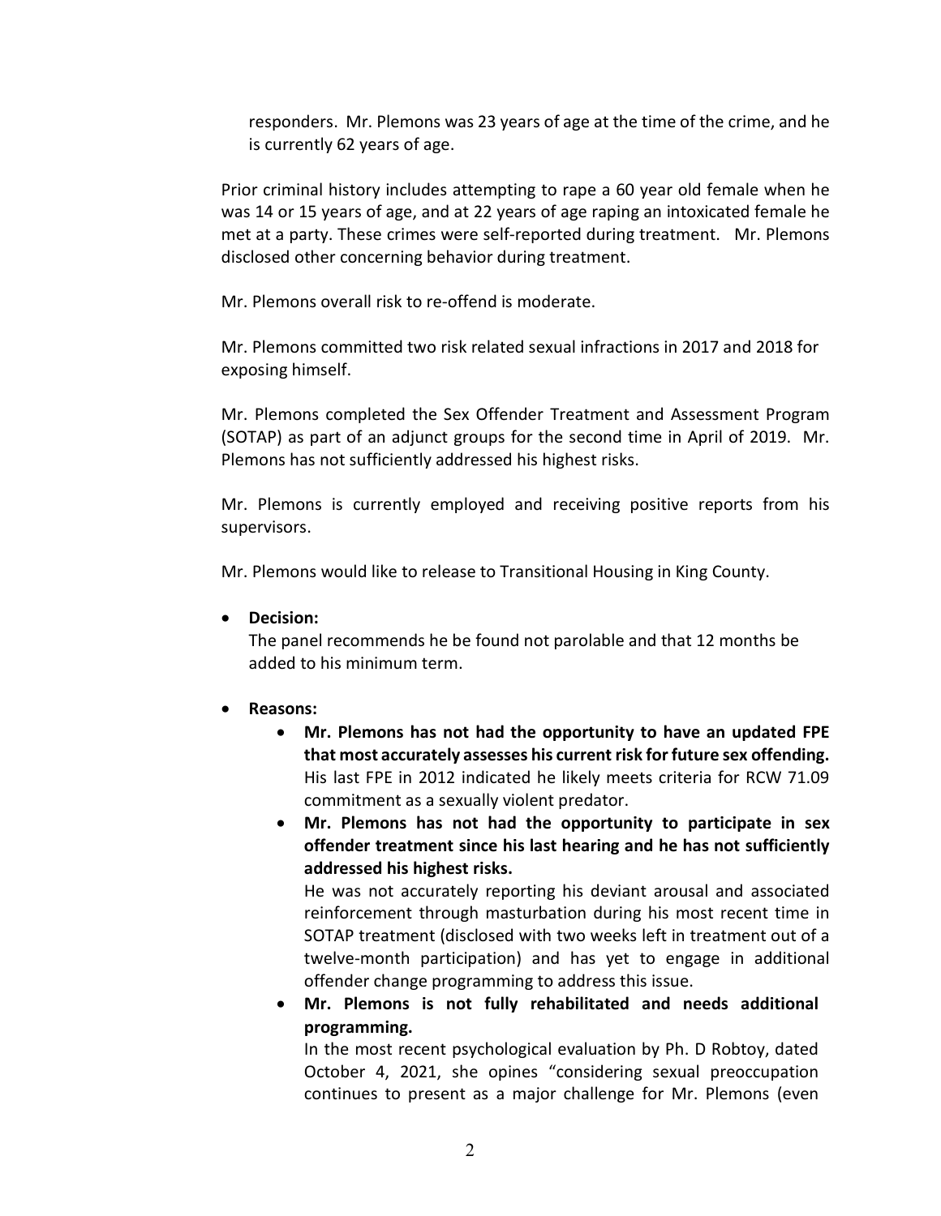responders. Mr. Plemons was 23 years of age at the time of the crime, and he is currently 62 years of age.

Prior criminal history includes attempting to rape a 60 year old female when he was 14 or 15 years of age, and at 22 years of age raping an intoxicated female he met at a party. These crimes were self-reported during treatment. Mr. Plemons disclosed other concerning behavior during treatment.

Mr. Plemons overall risk to re-offend is moderate.

Mr. Plemons committed two risk related sexual infractions in 2017 and 2018 for exposing himself.

Mr. Plemons completed the Sex Offender Treatment and Assessment Program (SOTAP) as part of an adjunct groups for the second time in April of 2019. Mr. Plemons has not sufficiently addressed his highest risks.

Mr. Plemons is currently employed and receiving positive reports from his supervisors.

Mr. Plemons would like to release to Transitional Housing in King County.

- **Decision:**
  The panel recommends he be found not parolable and that 12 months be added to his minimum term.

- **Reasons:**
  - **Mr. Plemons has not had the opportunity to have an updated FPE that most accurately assesses his current risk for future sex offending.** His last FPE in 2012 indicated he likely meets criteria for RCW 71.09 commitment as a sexually violent predator.
  - **Mr. Plemons has not had the opportunity to participate in sex offender treatment since his last hearing and he has not sufficiently addressed his highest risks.**
    He was not accurately reporting his deviant arousal and associated reinforcement through masturbation during his most recent time in SOTAP treatment (disclosed with two weeks left in treatment out of a twelve-month participation) and has yet to engage in additional offender change programming to address this issue.
  - **Mr. Plemons is not fully rehabilitated and needs additional programming.**
    In the most recent psychological evaluation by Ph. D Robtoy, dated October 4, 2021, she opines "considering sexual preoccupation continues to present as a major challenge for Mr. Plemons (even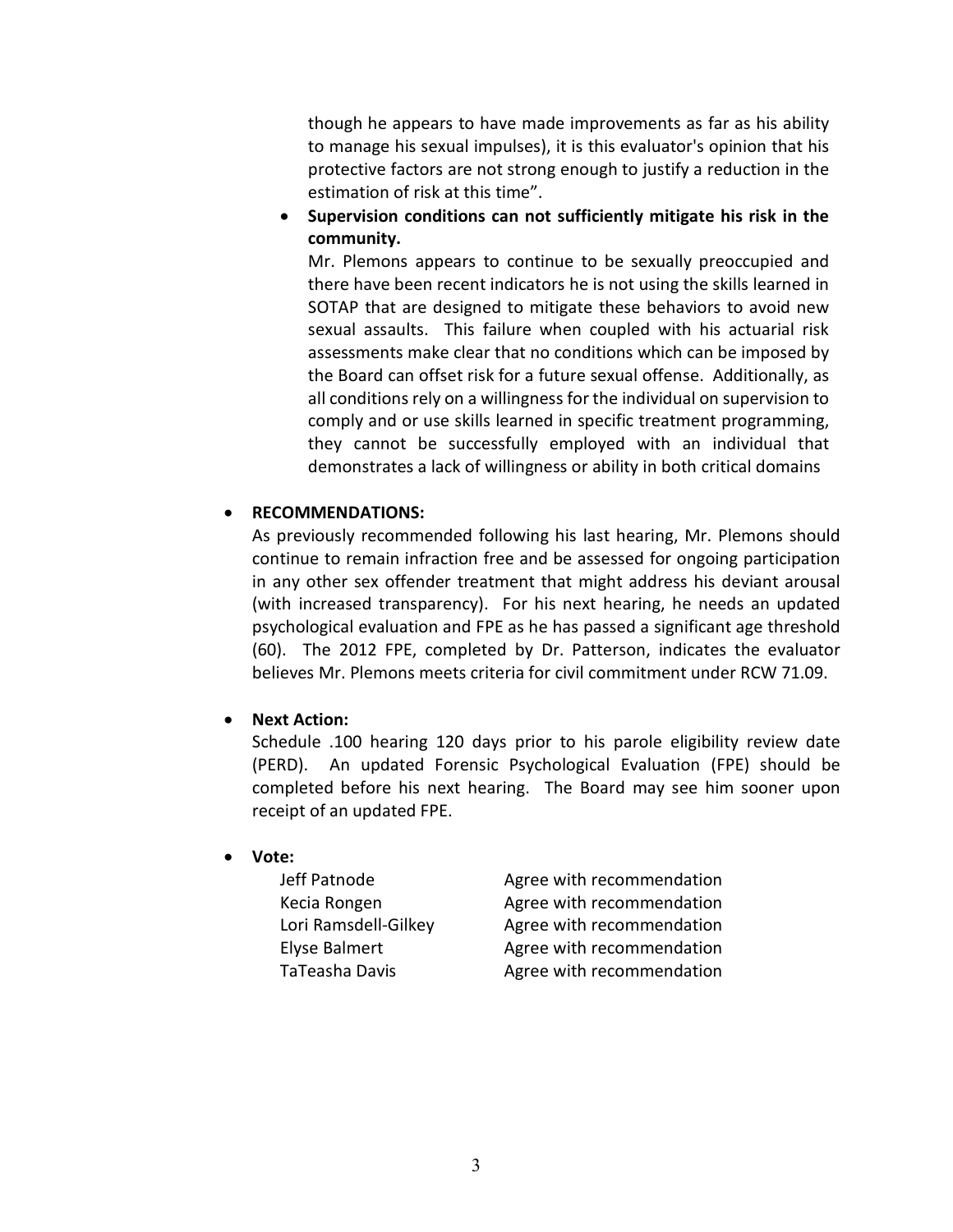though he appears to have made improvements as far as his ability to manage his sexual impulses), it is this evaluator's opinion that his protective factors are not strong enough to justify a reduction in the estimation of risk at this time".

- **Supervision conditions can not sufficiently mitigate his risk in the community.**
  Mr. Plemons appears to continue to be sexually preoccupied and there have been recent indicators he is not using the skills learned in SOTAP that are designed to mitigate these behaviors to avoid new sexual assaults. This failure when coupled with his actuarial risk assessments make clear that no conditions which can be imposed by the Board can offset risk for a future sexual offense. Additionally, as all conditions rely on a willingness for the individual on supervision to comply and or use skills learned in specific treatment programming, they cannot be successfully employed with an individual that demonstrates a lack of willingness or ability in both critical domains

- **RECOMMENDATIONS:**
  As previously recommended following his last hearing, Mr. Plemons should continue to remain infraction free and be assessed for ongoing participation in any other sex offender treatment that might address his deviant arousal (with increased transparency). For his next hearing, he needs an updated psychological evaluation and FPE as he has passed a significant age threshold (60). The 2012 FPE, completed by Dr. Patterson, indicates the evaluator believes Mr. Plemons meets criteria for civil commitment under RCW 71.09.

- **Next Action:**
  Schedule .100 hearing 120 days prior to his parole eligibility review date (PERD). An updated Forensic Psychological Evaluation (FPE) should be completed before his next hearing. The Board may see him sooner upon receipt of an updated FPE.

- **Vote:**

| | |
|---|---|
| Jeff Patnode | Agree with recommendation |
| Kecia Rongen | Agree with recommendation |
| Lori Ramsdell-Gilkey | Agree with recommendation |
| Elyse Balmert | Agree with recommendation |
| TaTeasha Davis | Agree with recommendation |